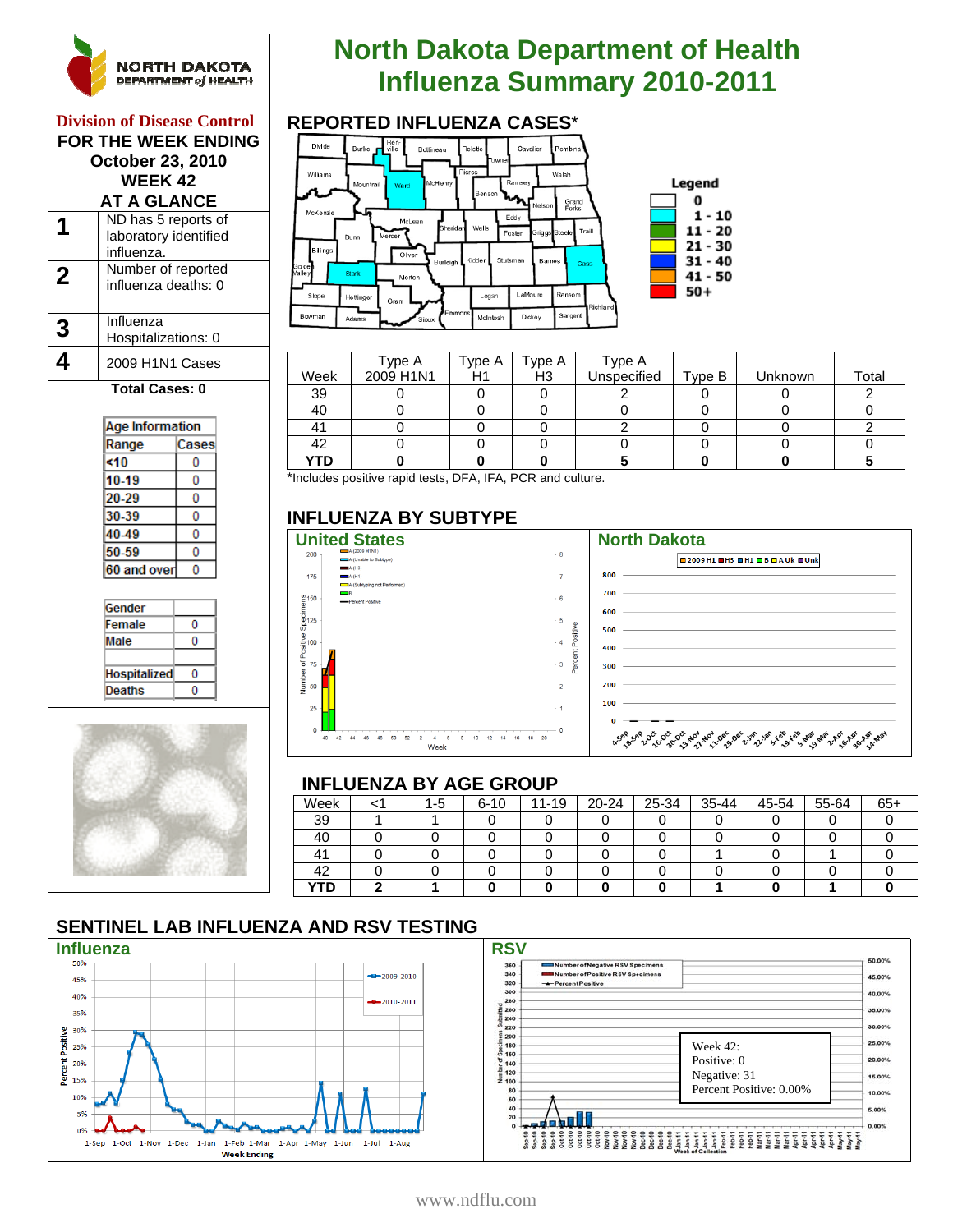# North Dakota Department of Health Influenza Summary 2010-2011

**Division of Disease Control**

**FOR THE WEEK ENDING October 23, 2010 WEEK 42**

## AT A GLANCE

| | |
|---|---|
| 1 | ND has 5 reports of laboratory identified influenza. |
| 2 | Number of reported influenza deaths: 0 |
| 3 | Influenza Hospitalizations: 0 |
| 4 | 2009 H1N1 Cases |

**Total Cases: 0**

| Age Information | |
|---|---|
| Range | Cases |
| <10 | 0 |
| 10-19 | 0 |
| 20-29 | 0 |
| 30-39 | 0 |
| 40-49 | 0 |
| 50-59 | 0 |
| 60 and over | 0 |

| Gender | |
|---|---|
| Female | 0 |
| Male | 0 |
| Hospitalized | 0 |
| Deaths | 0 |

## REPORTED INFLUENZA CASES*

Legend: 0; 1 - 10; 11 - 20; 21 - 30; 31 - 40; 41 - 50; 50+

| Week | Type A 2009 H1N1 | Type A H1 | Type A H3 | Type A Unspecified | Type B | Unknown | Total |
|---|---|---|---|---|---|---|---|
| 39 | 0 | 0 | 0 | 2 | 0 | 0 | 2 |
| 40 | 0 | 0 | 0 | 0 | 0 | 0 | 0 |
| 41 | 0 | 0 | 0 | 2 | 0 | 0 | 2 |
| 42 | 0 | 0 | 0 | 0 | 0 | 0 | 0 |
| **YTD** | **0** | **0** | **0** | **5** | **0** | **0** | **5** |

*Includes positive rapid tests, DFA, IFA, PCR and culture.

## INFLUENZA BY SUBTYPE

**United States** | **North Dakota**

## INFLUENZA BY AGE GROUP

| Week | <1 | 1-5 | 6-10 | 11-19 | 20-24 | 25-34 | 35-44 | 45-54 | 55-64 | 65+ |
|---|---|---|---|---|---|---|---|---|---|---|
| 39 | 1 | 1 | 0 | 0 | 0 | 0 | 0 | 0 | 0 | 0 |
| 40 | 0 | 0 | 0 | 0 | 0 | 0 | 0 | 0 | 0 | 0 |
| 41 | 0 | 0 | 0 | 0 | 0 | 0 | 1 | 0 | 1 | 0 |
| 42 | 0 | 0 | 0 | 0 | 0 | 0 | 0 | 0 | 0 | 0 |
| **YTD** | **2** | **1** | **0** | **0** | **0** | **0** | **1** | **0** | **1** | **0** |

## SENTINEL LAB INFLUENZA AND RSV TESTING

**Influenza**

**RSV**

Week 42:
Positive: 0
Negative: 31
Percent Positive: 0.00%

www.ndflu.com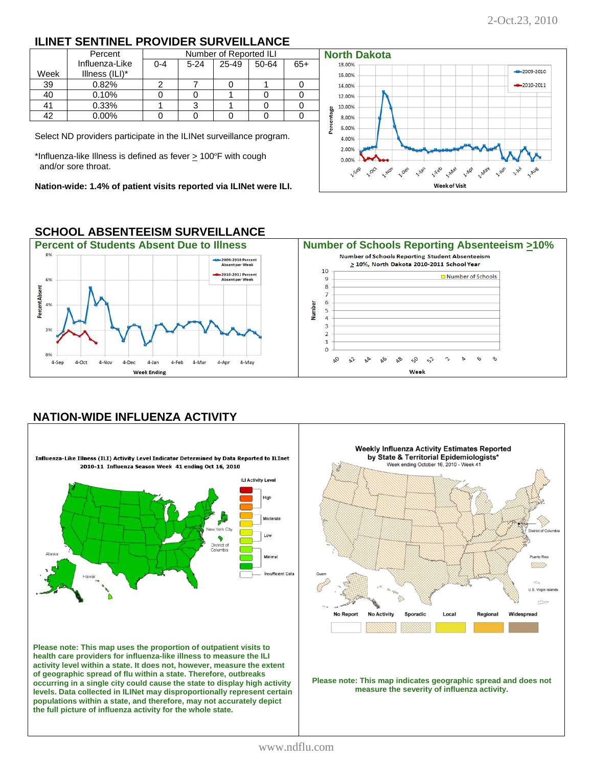## ILINET SENTINEL PROVIDER SURVEILLANCE

| Week | Percent Influenza-Like Illness (ILI)* | Number of Reported ILI 0-4 | 5-24 | 25-49 | 50-64 | 65+ |
|---|---|---|---|---|---|---|
| 39 | 0.82% | 2 | 7 | 0 | 1 | 0 |
| 40 | 0.10% | 0 | 0 | 1 | 0 | 0 |
| 41 | 0.33% | 1 | 3 | 1 | 0 | 0 |
| 42 | 0.00% | 0 | 0 | 0 | 0 | 0 |

Select ND providers participate in the ILINet surveillance program.

*Influenza-like Illness is defined as fever ≥ 100°F with cough and/or sore throat.

**Nation-wide: 1.4% of patient visits reported via ILINet were ILI.**

**North Dakota**

Percentage
18.00%
16.00%
14.00%
12.00%
10.00%
8.00%
6.00%
4.00%
2.00%
0.00%
1-Sep 1-Oct 1-Nov 1-Dec 1-Jan 1-Feb 1-Mar 1-Apr 1-May 1-Jun 1-Jul 1-Aug
Week of Visit
2009-2010
2010-2011

## SCHOOL ABSENTEEISM SURVEILLANCE

**Percent of Students Absent Due to Illness**

Percent Absent
8%
6%
4%
2%
0%
4-Sep 4-Oct 4-Nov 4-Dec 4-Jan 4-Feb 4-Mar 4-Apr 4-May
Week Ending
2009-2010 Percent Absent per Week
2010-2011 Percent Absent per Week

**Number of Schools Reporting Absenteeism ≥10%**

Number of Schools Reporting Student Absenteeism ≥ 10%, North Dakota 2010-2011 School Year

Number
10
9
8
7
6
5
4
3
2
1
0
40 42 44 46 48 50 52 2 4 6 8
Week
Number of Schools

## NATION-WIDE INFLUENZA ACTIVITY

Influenza-Like Illness (ILI) Activity Level Indicator Determined by Data Reported to ILINet
2010-11 Influenza Season Week 41 ending Oct 16, 2010

ILI Activity Level
High
Moderate
Low
Minimal
Insufficient Data
New York City
District of Columbia
Alaska
Hawaii

**Please note: This map uses the proportion of outpatient visits to health care providers for influenza-like illness to measure the ILI activity level within a state. It does not, however, measure the extent of geographic spread of flu within a state. Therefore, outbreaks occurring in a single city could cause the state to display high activity levels. Data collected in ILINet may disproportionally represent certain populations within a state, and therefore, may not accurately depict the full picture of influenza activity for the whole state.**

Weekly Influenza Activity Estimates Reported by State & Territorial Epidemiologists*
Week ending October 16, 2010 - Week 41

District of Columbia
Puerto Rico
Guam
U.S. Virgin Islands
No Report
No Activity
Sporadic
Local
Regional
Widespread

**Please note: This map indicates geographic spread and does not measure the severity of influenza activity.**